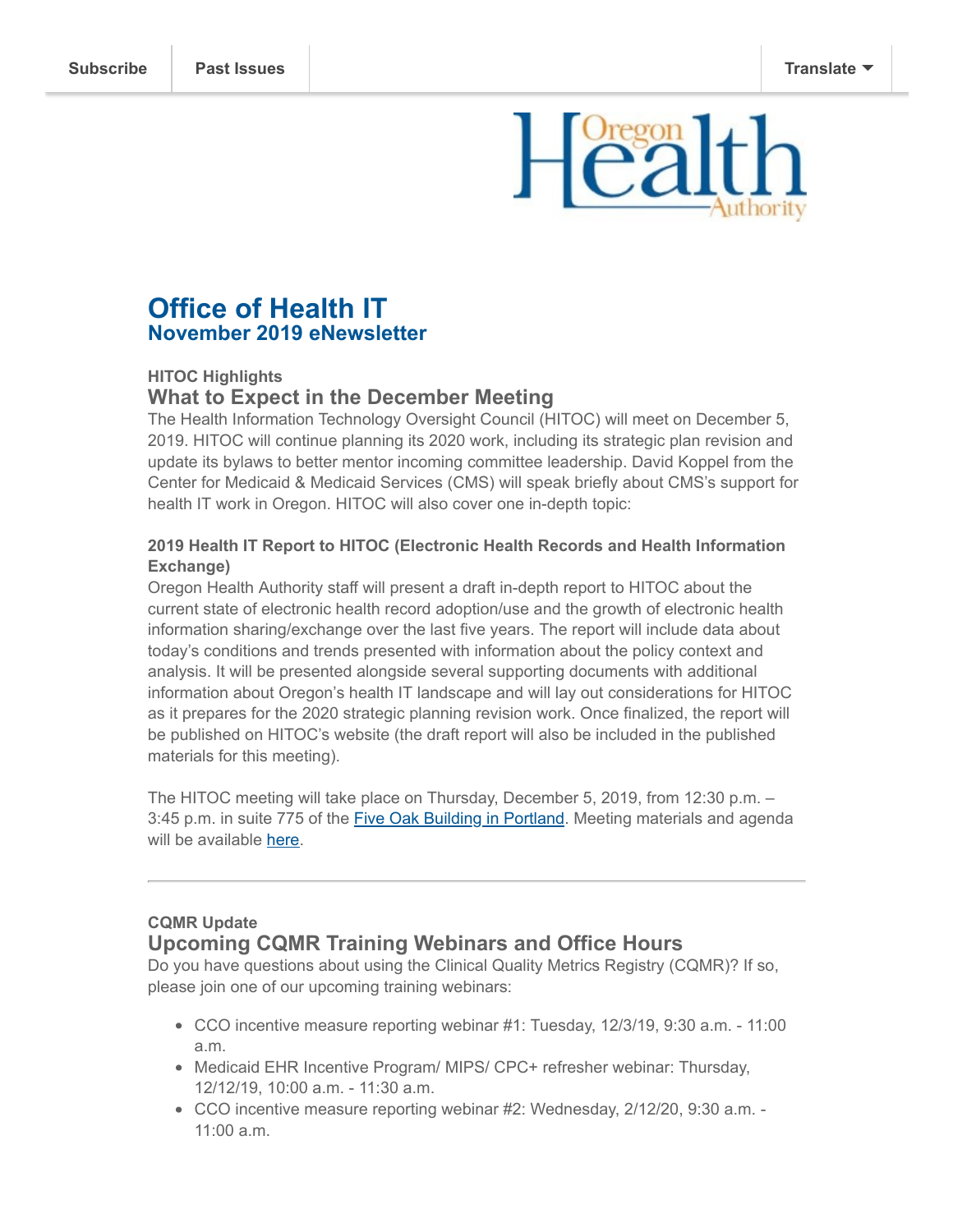Subscribe | Past Issues | Translate

# Office of Health IT
## November 2019 eNewsletter

**HITOC Highlights**

### What to Expect in the December Meeting

The Health Information Technology Oversight Council (HITOC) will meet on December 5, 2019. HITOC will continue planning its 2020 work, including its strategic plan revision and update its bylaws to better mentor incoming committee leadership. David Koppel from the Center for Medicaid & Medicaid Services (CMS) will speak briefly about CMS's support for health IT work in Oregon. HITOC will also cover one in-depth topic:

**2019 Health IT Report to HITOC (Electronic Health Records and Health Information Exchange)**

Oregon Health Authority staff will present a draft in-depth report to HITOC about the current state of electronic health record adoption/use and the growth of electronic health information sharing/exchange over the last five years. The report will include data about today's conditions and trends presented with information about the policy context and analysis. It will be presented alongside several supporting documents with additional information about Oregon's health IT landscape and will lay out considerations for HITOC as it prepares for the 2020 strategic planning revision work. Once finalized, the report will be published on HITOC's website (the draft report will also be included in the published materials for this meeting).

The HITOC meeting will take place on Thursday, December 5, 2019, from 12:30 p.m. – 3:45 p.m. in suite 775 of the Five Oak Building in Portland. Meeting materials and agenda will be available here.

---

**CQMR Update**

### Upcoming CQMR Training Webinars and Office Hours

Do you have questions about using the Clinical Quality Metrics Registry (CQMR)? If so, please join one of our upcoming training webinars:

- CCO incentive measure reporting webinar #1: Tuesday, 12/3/19, 9:30 a.m. - 11:00 a.m.
- Medicaid EHR Incentive Program/ MIPS/ CPC+ refresher webinar: Thursday, 12/12/19, 10:00 a.m. - 11:30 a.m.
- CCO incentive measure reporting webinar #2: Wednesday, 2/12/20, 9:30 a.m. - 11:00 a.m.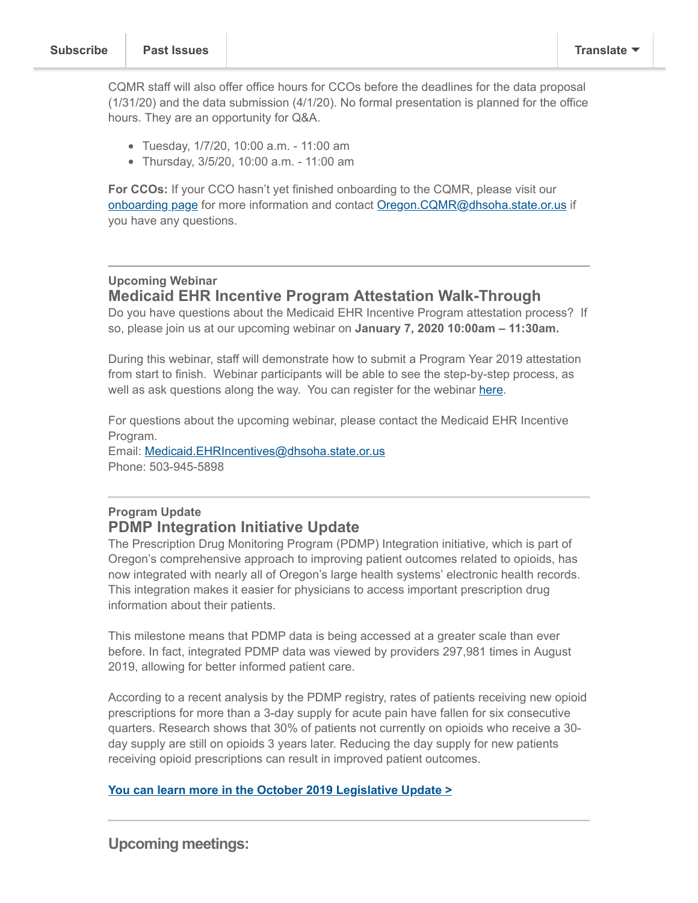CQMR staff will also offer office hours for CCOs before the deadlines for the data proposal (1/31/20) and the data submission (4/1/20). No formal presentation is planned for the office hours. They are an opportunity for Q&A.

- Tuesday, 1/7/20, 10:00 a.m. - 11:00 am
- Thursday, 3/5/20, 10:00 a.m. - 11:00 am

**For CCOs:** If your CCO hasn't yet finished onboarding to the CQMR, please visit our onboarding page for more information and contact Oregon.CQMR@dhsoha.state.or.us if you have any questions.

---

**Upcoming Webinar**

## Medicaid EHR Incentive Program Attestation Walk-Through

Do you have questions about the Medicaid EHR Incentive Program attestation process? If so, please join us at our upcoming webinar on **January 7, 2020 10:00am – 11:30am.**

During this webinar, staff will demonstrate how to submit a Program Year 2019 attestation from start to finish. Webinar participants will be able to see the step-by-step process, as well as ask questions along the way. You can register for the webinar here.

For questions about the upcoming webinar, please contact the Medicaid EHR Incentive Program.
Email: Medicaid.EHRIncentives@dhsoha.state.or.us
Phone: 503-945-5898

---

**Program Update**

## PDMP Integration Initiative Update

The Prescription Drug Monitoring Program (PDMP) Integration initiative, which is part of Oregon's comprehensive approach to improving patient outcomes related to opioids, has now integrated with nearly all of Oregon's large health systems' electronic health records. This integration makes it easier for physicians to access important prescription drug information about their patients.

This milestone means that PDMP data is being accessed at a greater scale than ever before. In fact, integrated PDMP data was viewed by providers 297,981 times in August 2019, allowing for better informed patient care.

According to a recent analysis by the PDMP registry, rates of patients receiving new opioid prescriptions for more than a 3-day supply for acute pain have fallen for six consecutive quarters. Research shows that 30% of patients not currently on opioids who receive a 30-day supply are still on opioids 3 years later. Reducing the day supply for new patients receiving opioid prescriptions can result in improved patient outcomes.

**You can learn more in the October 2019 Legislative Update >**

---

## Upcoming meetings: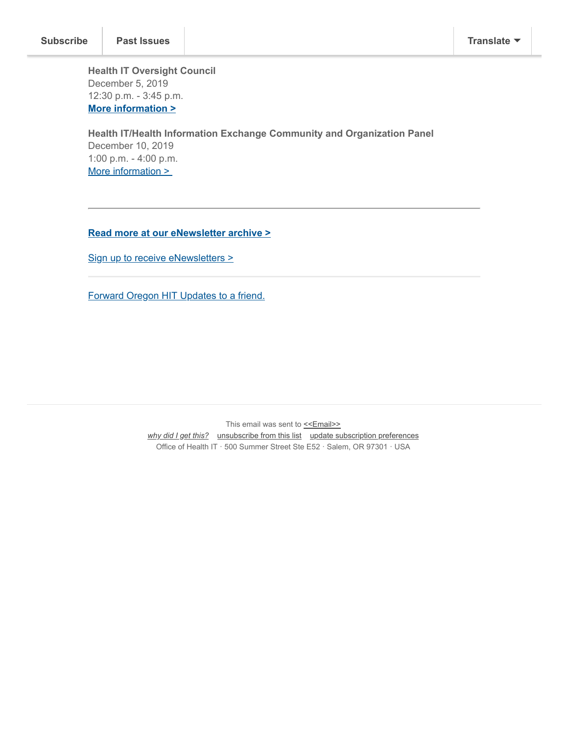Subscribe | Past Issues | Translate ▾

**Health IT Oversight Council**
December 5, 2019
12:30 p.m. - 3:45 p.m.
**More information >**

**Health IT/Health Information Exchange Community and Organization Panel**
December 10, 2019
1:00 p.m. - 4:00 p.m.
More information >

---

**Read more at our eNewsletter archive >**

Sign up to receive eNewsletters >

---

Forward Oregon HIT Updates to a friend.

---

This email was sent to <<Email>>
*why did I get this?* unsubscribe from this list update subscription preferences
Office of Health IT · 500 Summer Street Ste E52 · Salem, OR 97301 · USA